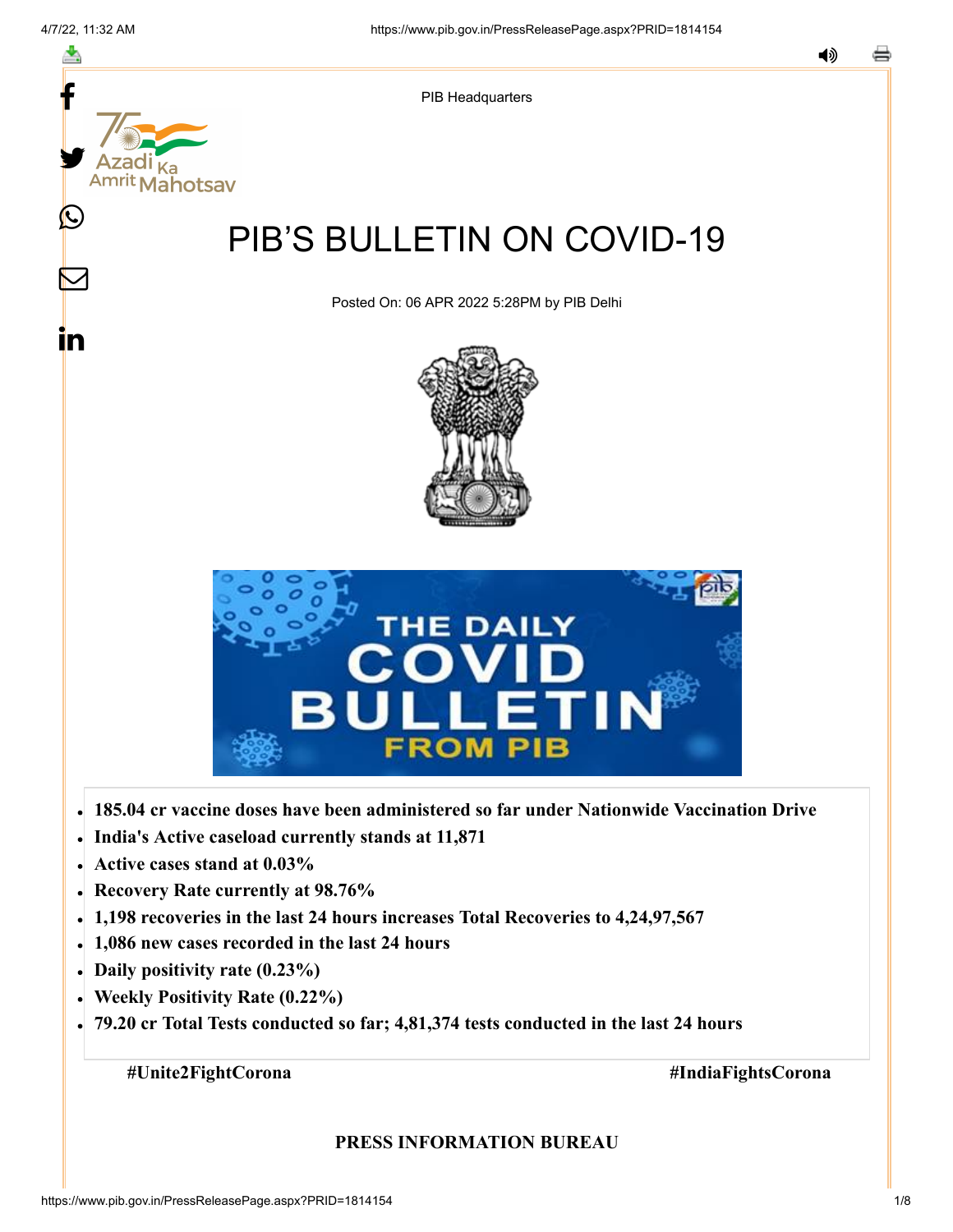PIB Headquarters

# PIB'S BULLETIN ON COVID-19

Posted On: 06 APR 2022 5:28PM by PIB Delhi

- **185.04 cr vaccine doses have been administered so far under Nationwide Vaccination Drive**
- **India's Active caseload currently stands at 11,871**
- **Active cases stand at 0.03%**
- **Recovery Rate currently at 98.76%**
- **1,198 recoveries in the last 24 hours increases Total Recoveries to 4,24,97,567**
- **1,086 new cases recorded in the last 24 hours**
- **Daily positivity rate (0.23%)**
- **Weekly Positivity Rate (0.22%)**
- **79.20 cr Total Tests conducted so far; 4,81,374 tests conducted in the last 24 hours**

**#Unite2FightCorona** **#IndiaFightsCorona**

**PRESS INFORMATION BUREAU**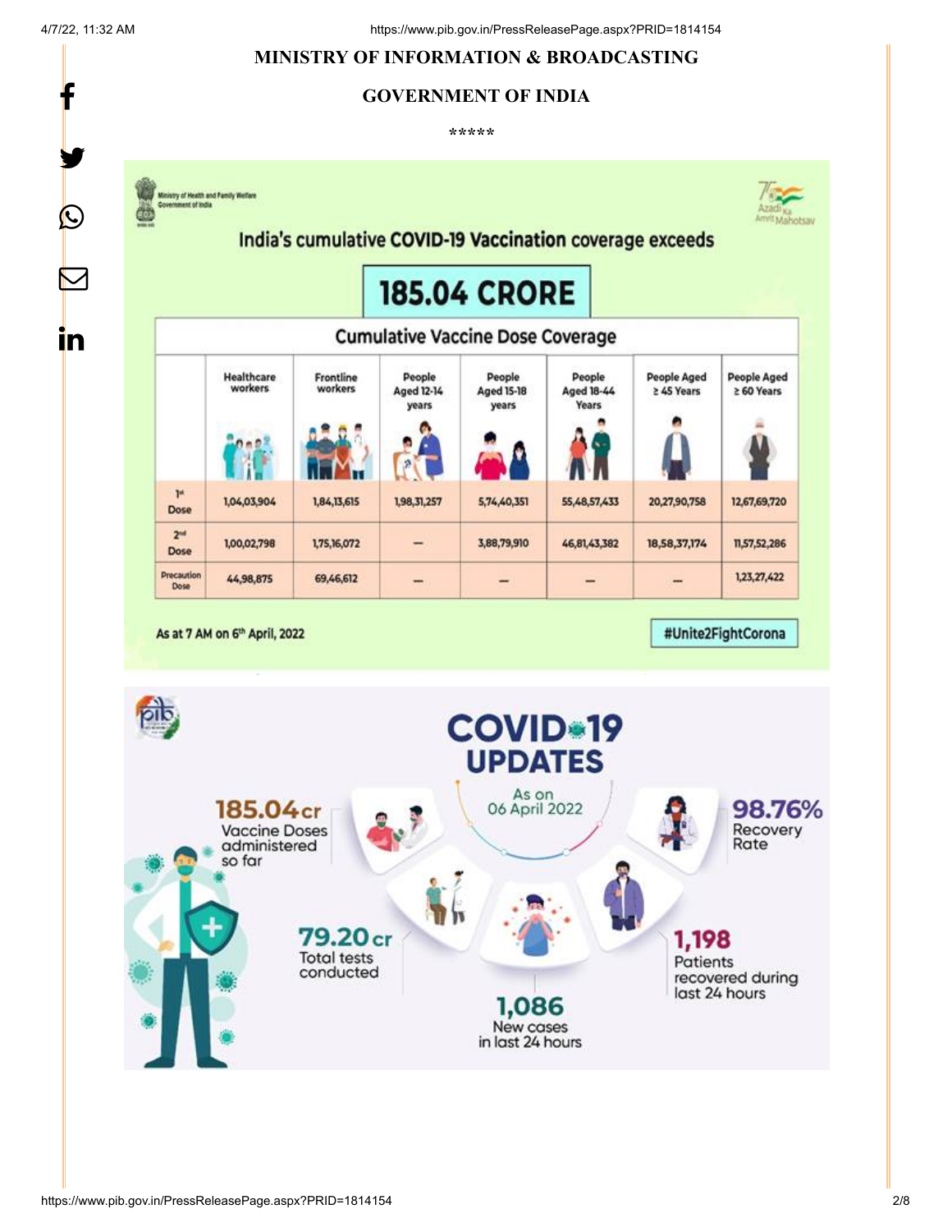**MINISTRY OF INFORMATION & BROADCASTING**

**GOVERNMENT OF INDIA**

*****

Ministry of Health and Family Welfare
Government of India

## India's cumulative COVID-19 Vaccination coverage exceeds

# 185.04 CRORE

### Cumulative Vaccine Dose Coverage

| | Healthcare workers | Frontline workers | People Aged 12-14 years | People Aged 15-18 years | People Aged 18-44 Years | People Aged ≥ 45 Years | People Aged ≥ 60 Years |
|---|---|---|---|---|---|---|---|
| 1st Dose | 1,04,03,904 | 1,84,13,615 | 1,98,31,257 | 5,74,40,351 | 55,48,57,433 | 20,27,90,758 | 12,67,69,720 |
| 2nd Dose | 1,00,02,798 | 1,75,16,072 | – | 3,88,79,910 | 46,81,43,382 | 18,58,37,174 | 11,57,52,286 |
| Precaution Dose | 44,98,875 | 69,46,612 | – | – | – | – | 1,23,27,422 |

As at 7 AM on 6th April, 2022

#Unite2FightCorona

## COVID-19 UPDATES

As on 06 April 2022

- **185.04 cr** Vaccine Doses administered so far
- **79.20 cr** Total tests conducted
- **1,086** New cases in last 24 hours
- **1,198** Patients recovered during last 24 hours
- **98.76%** Recovery Rate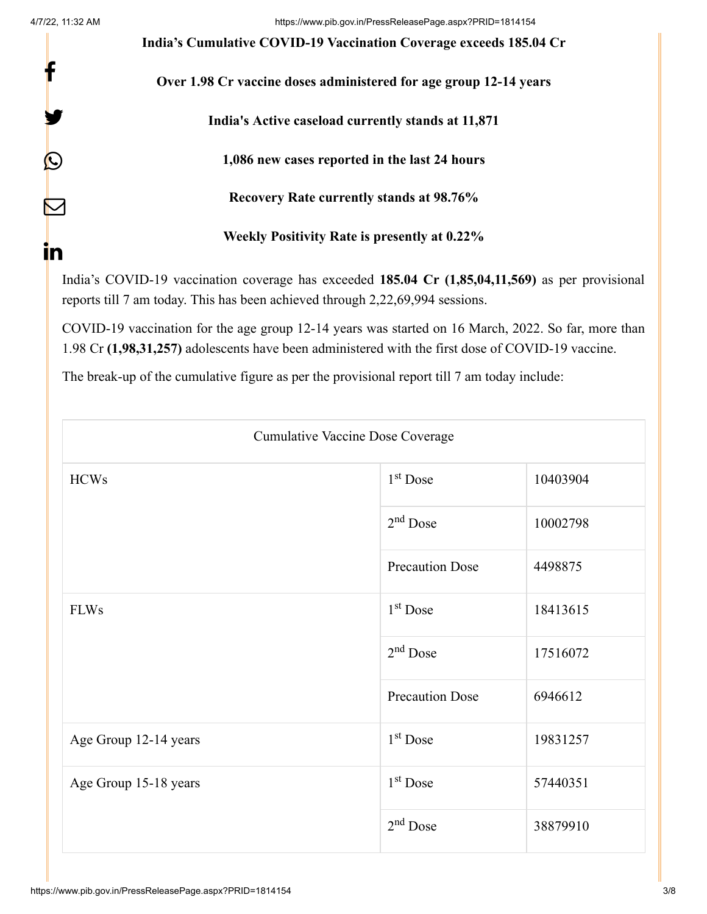**India's Cumulative COVID-19 Vaccination Coverage exceeds 185.04 Cr**

**Over 1.98 Cr vaccine doses administered for age group 12-14 years**

**India's Active caseload currently stands at 11,871**

**1,086 new cases reported in the last 24 hours**

**Recovery Rate currently stands at 98.76%**

**Weekly Positivity Rate is presently at 0.22%**

India's COVID-19 vaccination coverage has exceeded **185.04 Cr (1,85,04,11,569)** as per provisional reports till 7 am today. This has been achieved through 2,22,69,994 sessions.

COVID-19 vaccination for the age group 12-14 years was started on 16 March, 2022. So far, more than 1.98 Cr **(1,98,31,257)** adolescents have been administered with the first dose of COVID-19 vaccine.

The break-up of the cumulative figure as per the provisional report till 7 am today include:

| Cumulative Vaccine Dose Coverage | | |
|---|---|---|
| HCWs | 1st Dose | 10403904 |
| | 2nd Dose | 10002798 |
| | Precaution Dose | 4498875 |
| FLWs | 1st Dose | 18413615 |
| | 2nd Dose | 17516072 |
| | Precaution Dose | 6946612 |
| Age Group 12-14 years | 1st Dose | 19831257 |
| Age Group 15-18 years | 1st Dose | 57440351 |
| | 2nd Dose | 38879910 |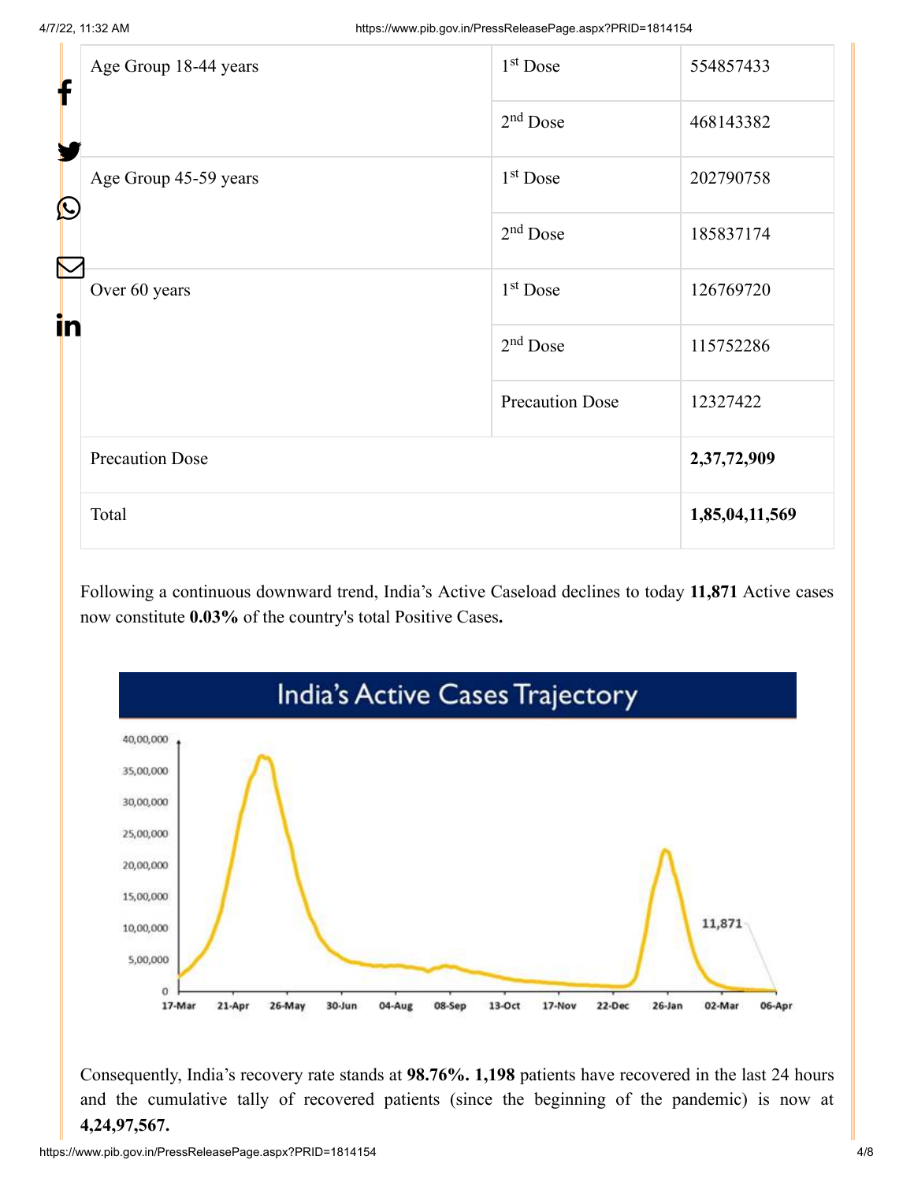| Age Group 18-44 years | 1st Dose | 554857433 |
|---|---|---|
| | 2nd Dose | 468143382 |
| Age Group 45-59 years | 1st Dose | 202790758 |
| | 2nd Dose | 185837174 |
| Over 60 years | 1st Dose | 126769720 |
| | 2nd Dose | 115752286 |
| | Precaution Dose | 12327422 |
| Precaution Dose | | **2,37,72,909** |
| Total | | **1,85,04,11,569** |

Following a continuous downward trend, India's Active Caseload declines to today **11,871** Active cases now constitute **0.03%** of the country's total Positive Cases**.**

Consequently, India's recovery rate stands at **98.76%. 1,198** patients have recovered in the last 24 hours and the cumulative tally of recovered patients (since the beginning of the pandemic) is now at **4,24,97,567.**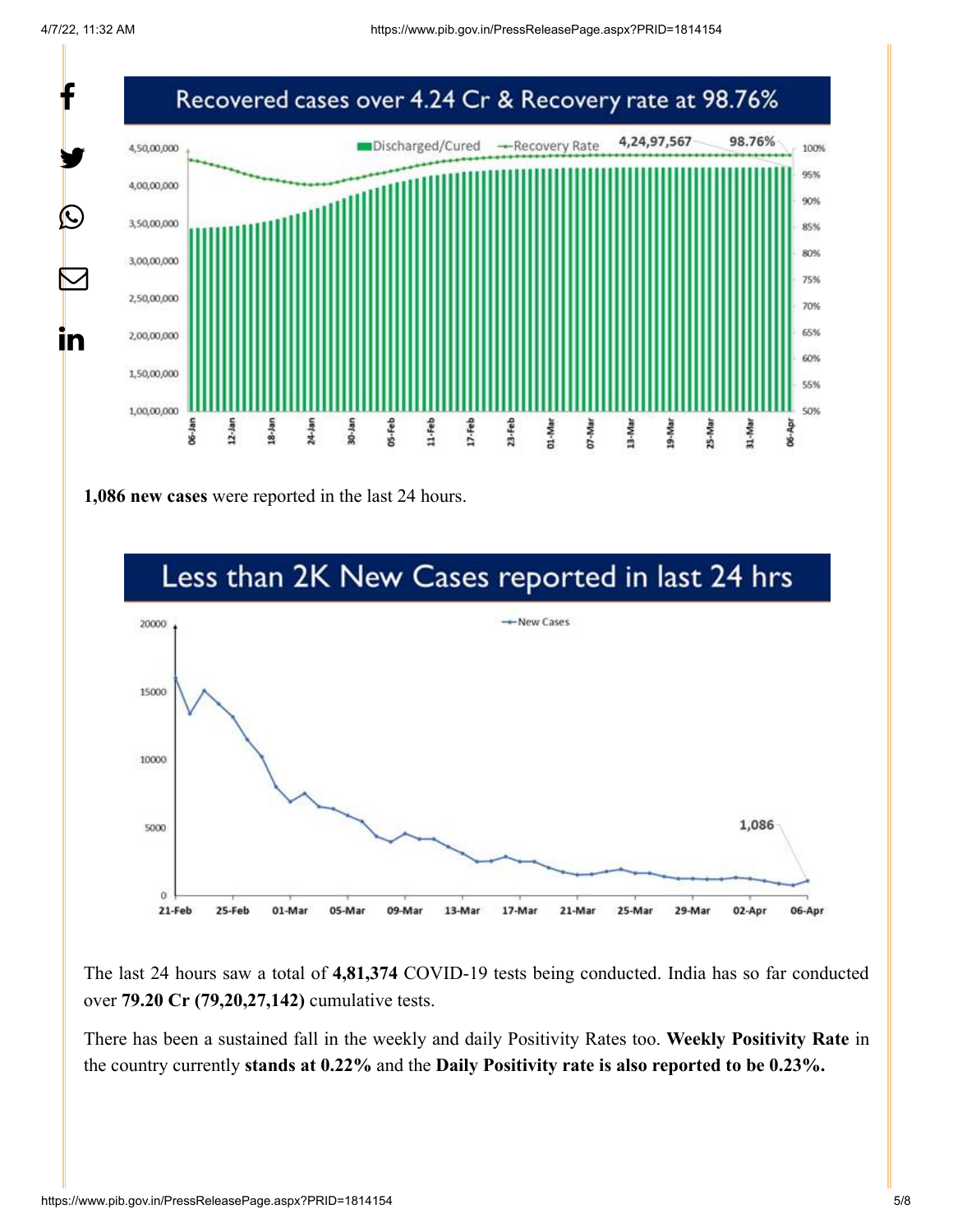Recovered cases over 4.24 Cr & Recovery rate at 98.76%

**1,086 new cases** were reported in the last 24 hours.

Less than 2K New Cases reported in last 24 hrs

The last 24 hours saw a total of **4,81,374** COVID-19 tests being conducted. India has so far conducted over **79.20 Cr (79,20,27,142)** cumulative tests.

There has been a sustained fall in the weekly and daily Positivity Rates too. **Weekly Positivity Rate** in the country currently **stands at 0.22%** and the **Daily Positivity rate is also reported to be 0.23%.**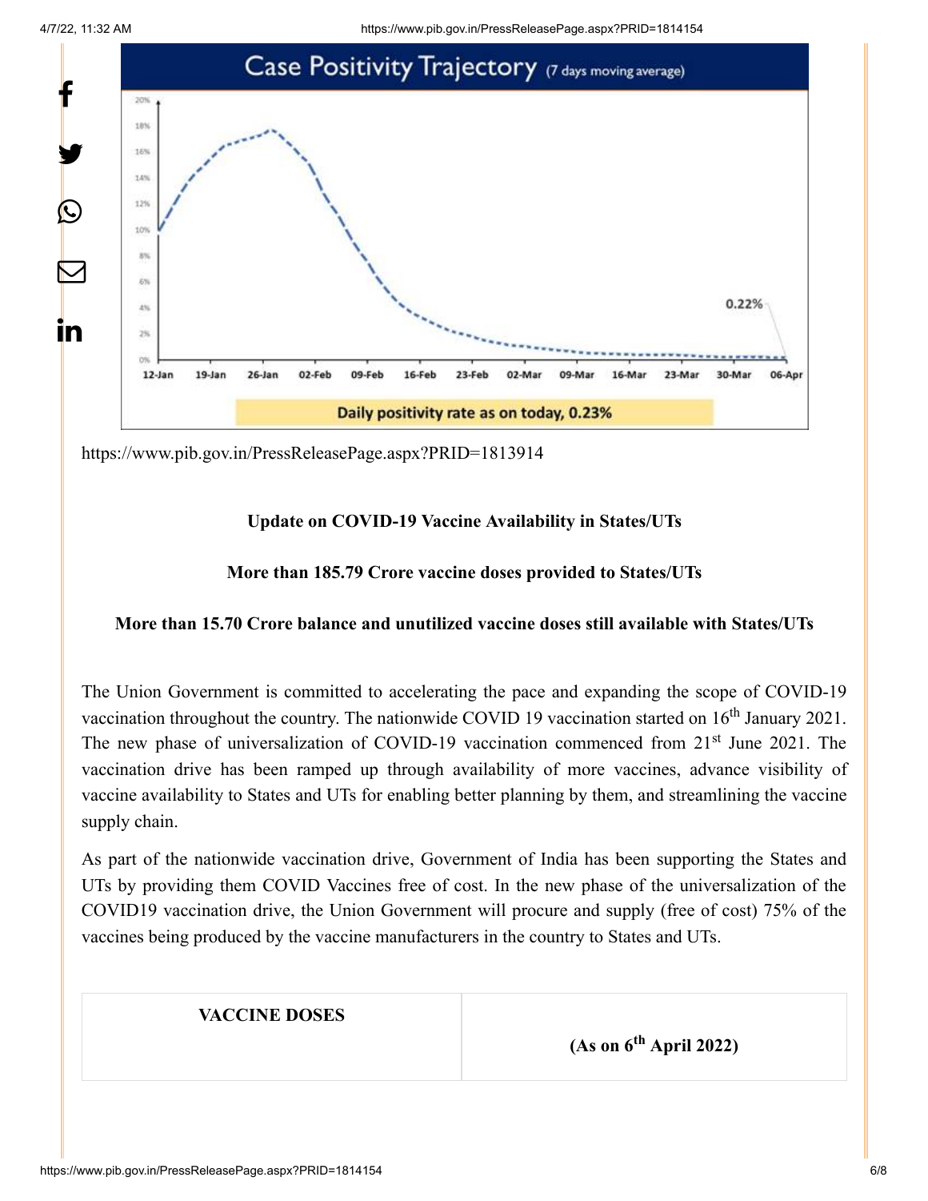Case Positivity Trajectory (7 days moving average)

0.22%

Daily positivity rate as on today, 0.23%

https://www.pib.gov.in/PressReleasePage.aspx?PRID=1813914

**Update on COVID-19 Vaccine Availability in States/UTs**

**More than 185.79 Crore vaccine doses provided to States/UTs**

**More than 15.70 Crore balance and unutilized vaccine doses still available with States/UTs**

The Union Government is committed to accelerating the pace and expanding the scope of COVID-19 vaccination throughout the country. The nationwide COVID 19 vaccination started on 16th January 2021. The new phase of universalization of COVID-19 vaccination commenced from 21st June 2021. The vaccination drive has been ramped up through availability of more vaccines, advance visibility of vaccine availability to States and UTs for enabling better planning by them, and streamlining the vaccine supply chain.

As part of the nationwide vaccination drive, Government of India has been supporting the States and UTs by providing them COVID Vaccines free of cost. In the new phase of the universalization of the COVID19 vaccination drive, the Union Government will procure and supply (free of cost) 75% of the vaccines being produced by the vaccine manufacturers in the country to States and UTs.

| VACCINE DOSES | (As on 6th April 2022) |
|---|---|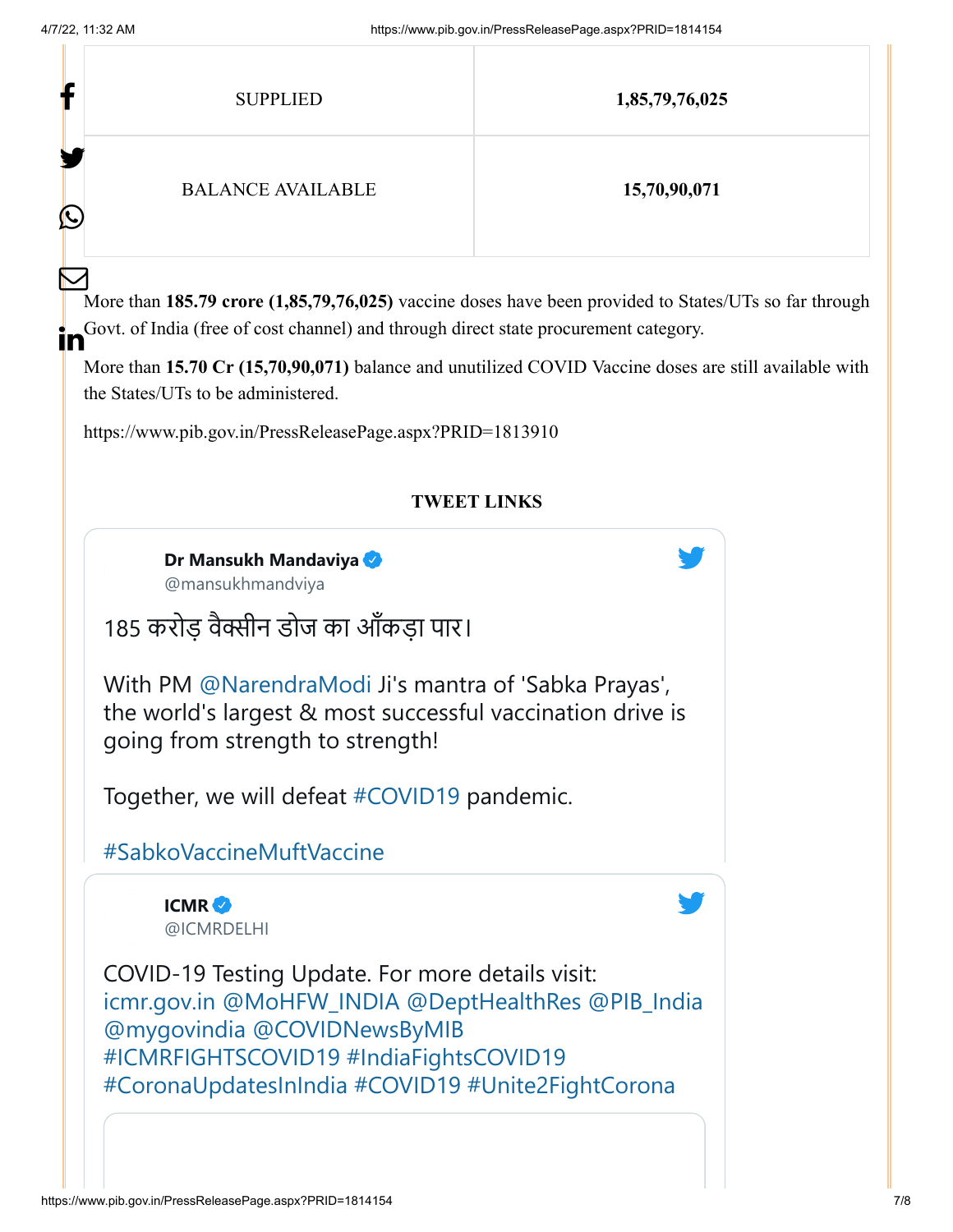| SUPPLIED | **1,85,79,76,025** |
|---|---|
| BALANCE AVAILABLE | **15,70,90,071** |

More than **185.79 crore (1,85,79,76,025)** vaccine doses have been provided to States/UTs so far through Govt. of India (free of cost channel) and through direct state procurement category.

More than **15.70 Cr (15,70,90,071)** balance and unutilized COVID Vaccine doses are still available with the States/UTs to be administered.

https://www.pib.gov.in/PressReleasePage.aspx?PRID=1813910

**TWEET LINKS**

**Dr Mansukh Mandaviya**
@mansukhmandviya

185 करोड़ वैक्सीन डोज का आँकड़ा पार।

With PM @NarendraModi Ji's mantra of 'Sabka Prayas', the world's largest & most successful vaccination drive is going from strength to strength!

Together, we will defeat #COVID19 pandemic.

#SabkoVaccineMuftVaccine

**ICMR**
@ICMRDELHI

COVID-19 Testing Update. For more details visit: icmr.gov.in @MoHFW_INDIA @DeptHealthRes @PIB_India @mygovindia @COVIDNewsByMIB #ICMRFIGHTSCOVID19 #IndiaFightsCOVID19 #CoronaUpdatesInIndia #COVID19 #Unite2FightCorona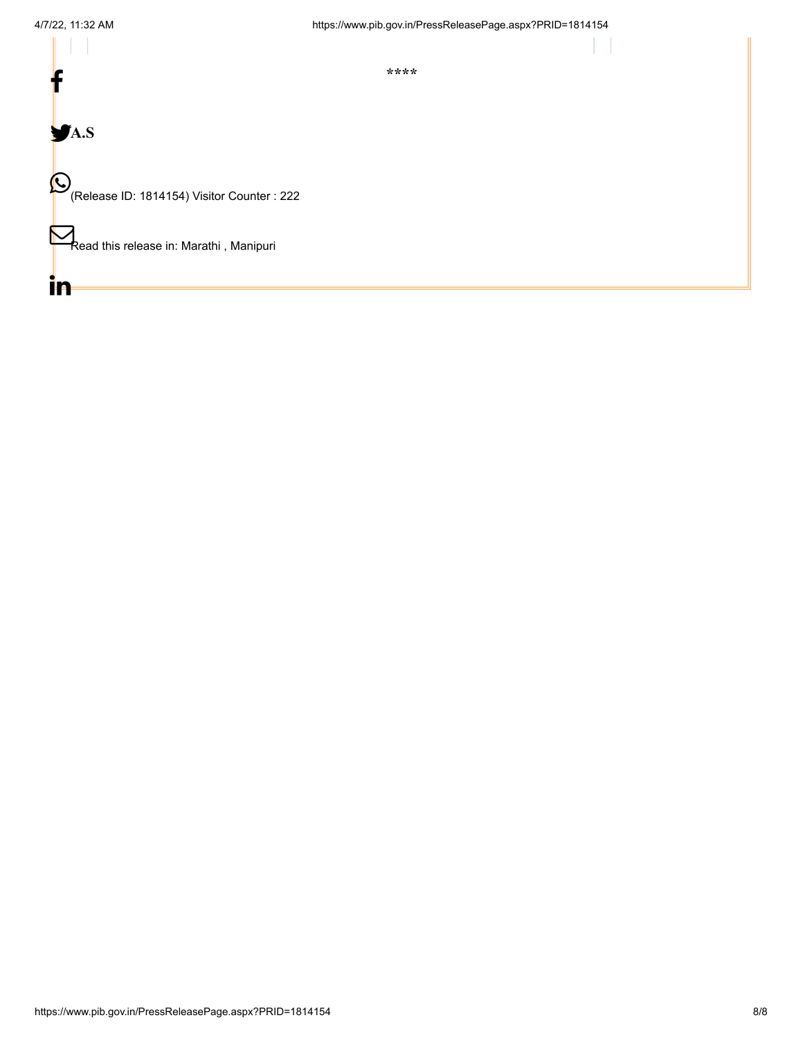****

**A.S**

(Release ID: 1814154) Visitor Counter : 222

Read this release in: Marathi , Manipuri